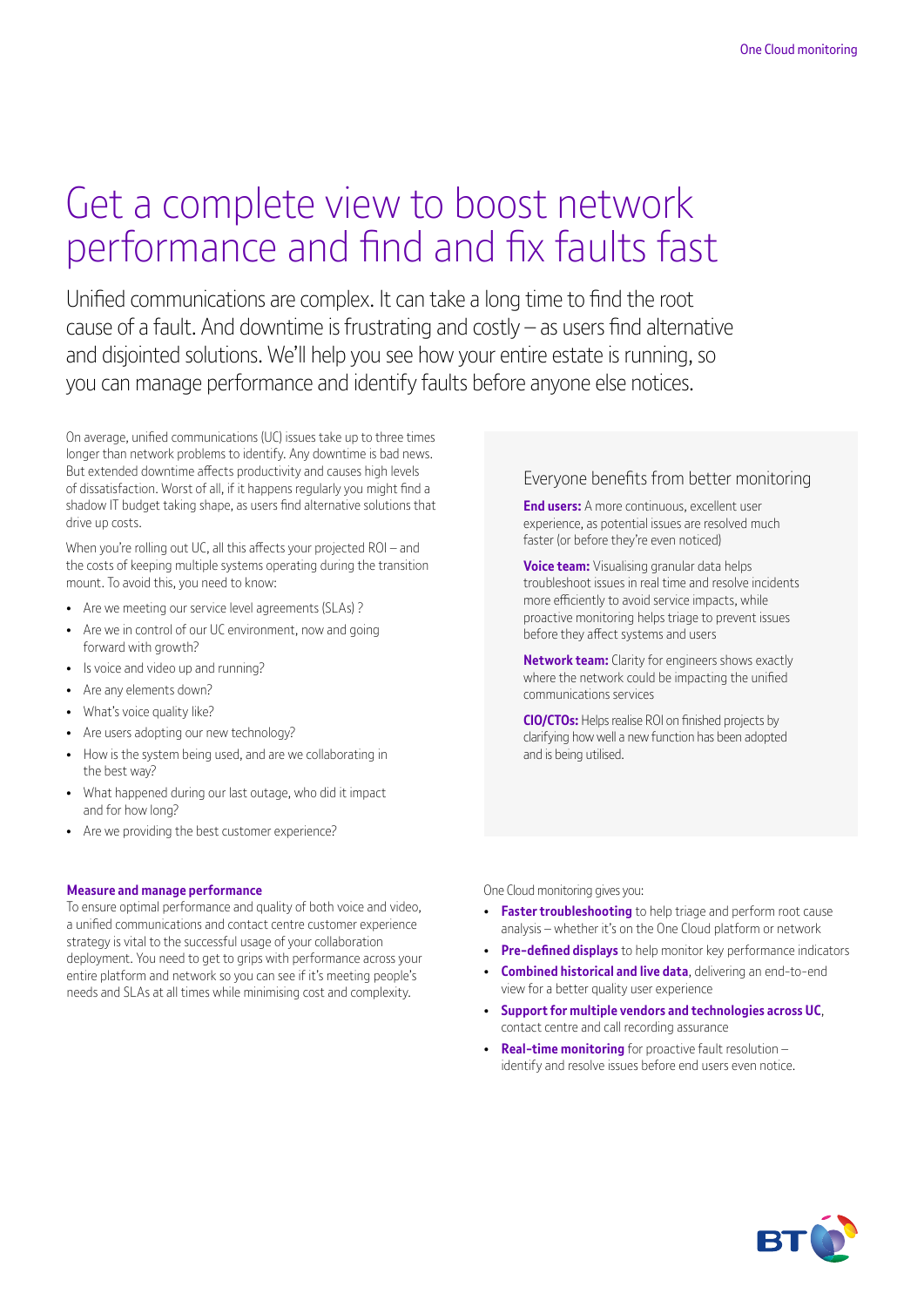# Get a complete view to boost network performance and find and fix faults fast

Unified communications are complex. It can take a long time to find the root cause of a fault. And downtime is frustrating and costly – as users find alternative and disjointed solutions. We'll help you see how your entire estate is running, so you can manage performance and identify faults before anyone else notices.

On average, unified communications (UC) issues take up to three times longer than network problems to identify. Any downtime is bad news. But extended downtime affects productivity and causes high levels of dissatisfaction. Worst of all, if it happens regularly you might find a shadow IT budget taking shape, as users find alternative solutions that drive up costs.

When you're rolling out UC, all this affects your projected ROI – and the costs of keeping multiple systems operating during the transition mount. To avoid this, you need to know:

- Are we meeting our service level agreements (SLAs) ?
- Are we in control of our UC environment, now and going forward with growth?
- Is voice and video up and running?
- Are any elements down?
- What's voice quality like?
- Are users adopting our new technology?
- How is the system being used, and are we collaborating in the best way?
- What happened during our last outage, who did it impact and for how long?
- Are we providing the best customer experience?

### Measure and manage performance

To ensure optimal performance and quality of both voice and video, a unified communications and contact centre customer experience strategy is vital to the successful usage of your collaboration deployment. You need to get to grips with performance across your entire platform and network so you can see if it's meeting people's needs and SLAs at all times while minimising cost and complexity.

## Everyone benefits from better monitoring

**End users:** A more continuous, excellent user experience, as potential issues are resolved much faster (or before they're even noticed)

**Voice team:** Visualising granular data helps troubleshoot issues in real time and resolve incidents more efficiently to avoid service impacts, while proactive monitoring helps triage to prevent issues before they affect systems and users

**Network team:** Clarity for engineers shows exactly where the network could be impacting the unified communications services

**CIO/CTOs:** Helps realise ROI on finished projects by clarifying how well a new function has been adopted and is being utilised.

One Cloud monitoring gives you:

- **Faster troubleshooting** to help triage and perform root cause analysis – whether it's on the One Cloud platform or network
- **Pre-defined displays** to help monitor key performance indicators
- **Combined historical and live data**, delivering an end-to-end view for a better quality user experience
- **Support for multiple vendors and technologies across UC**, contact centre and call recording assurance
- **Real-time monitoring** for proactive fault resolution – identify and resolve issues before end users even notice.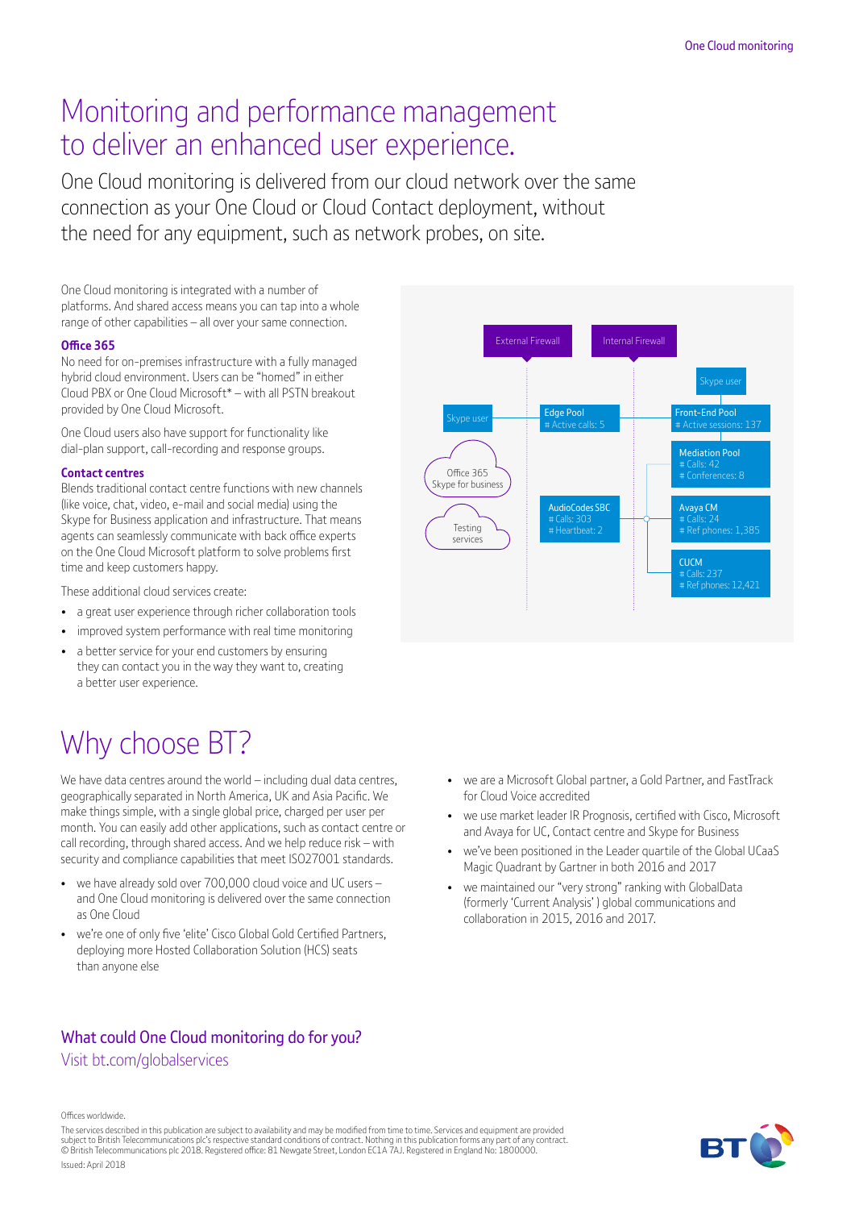# Monitoring and performance management to deliver an enhanced user experience.

One Cloud monitoring is delivered from our cloud network over the same connection as your One Cloud or Cloud Contact deployment, without the need for any equipment, such as network probes, on site.

One Cloud monitoring is integrated with a number of platforms. And shared access means you can tap into a whole range of other capabilities – all over your same connection.

### Office 365

No need for on-premises infrastructure with a fully managed hybrid cloud environment. Users can be "homed" in either Cloud PBX or One Cloud Microsoft* – with all PSTN breakout provided by One Cloud Microsoft.

One Cloud users also have support for functionality like dial-plan support, call-recording and response groups.

### Contact centres

Blends traditional contact centre functions with new channels (like voice, chat, video, e-mail and social media) using the Skype for Business application and infrastructure. That means agents can seamlessly communicate with back office experts on the One Cloud Microsoft platform to solve problems first time and keep customers happy.

These additional cloud services create:

- a great user experience through richer collaboration tools
- improved system performance with real time monitoring
- a better service for your end customers by ensuring they can contact you in the way they want to, creating a better user experience.

External Firewall
Internal Firewall
Skype user
Skype user
Edge Pool
# Active calls: 5
Front-End Pool
# Active sessions: 137
Mediation Pool
# Calls: 42
# Conferences: 8
Office 365
Skype for business
AudioCodes SBC
# Calls: 303
# Heartbeat: 2
Avaya CM
# Calls: 24
# Ref phones: 1,385
Testing
services
CUCM
# Calls: 237
# Ref phones: 12,421

# Why choose BT?

We have data centres around the world – including dual data centres, geographically separated in North America, UK and Asia Pacific. We make things simple, with a single global price, charged per user per month. You can easily add other applications, such as contact centre or call recording, through shared access. And we help reduce risk – with security and compliance capabilities that meet ISO27001 standards.

- we have already sold over 700,000 cloud voice and UC users – and One Cloud monitoring is delivered over the same connection as One Cloud
- we're one of only five 'elite' Cisco Global Gold Certified Partners, deploying more Hosted Collaboration Solution (HCS) seats than anyone else
- we are a Microsoft Global partner, a Gold Partner, and FastTrack for Cloud Voice accredited
- we use market leader IR Prognosis, certified with Cisco, Microsoft and Avaya for UC, Contact centre and Skype for Business
- we've been positioned in the Leader quartile of the Global UCaaS Magic Quadrant by Gartner in both 2016 and 2017
- we maintained our "very strong" ranking with GlobalData (formerly 'Current Analysis' ) global communications and collaboration in 2015, 2016 and 2017.

## What could One Cloud monitoring do for you?

Visit bt.com/globalservices

Offices worldwide.

The services described in this publication are subject to availability and may be modified from time to time. Services and equipment are provided subject to British Telecommunications plc's respective standard conditions of contract. Nothing in this publication forms any part of any contract.
© British Telecommunications plc 2018. Registered office: 81 Newgate Street, London EC1A 7AJ. Registered in England No: 1800000.

Issued: April 2018